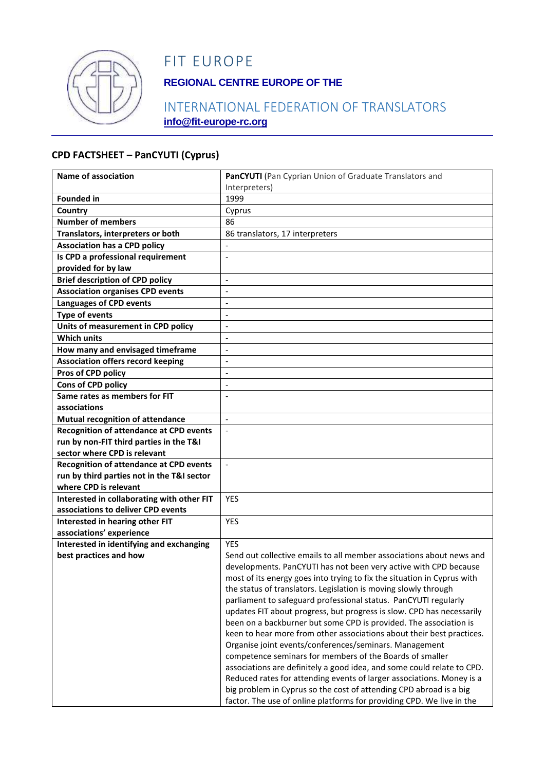# FIT EUROPE

**REGIONAL CENTRE EUROPE OF THE**

INTERNATIONAL FEDERATION OF TRANSLATORS
**info@fit-europe-rc.org**

## CPD FACTSHEET – PanCYUTI (Cyprus)

| | |
|---|---|
| **Name of association** | **PanCYUTI** (Pan Cyprian Union of Graduate Translators and Interpreters) |
| **Founded in** | 1999 |
| **Country** | Cyprus |
| **Number of members** | 86 |
| **Translators, interpreters or both** | 86 translators, 17 interpreters |
| **Association has a CPD policy** | - |
| **Is CPD a professional requirement provided for by law** | - |
| **Brief description of CPD policy** | - |
| **Association organises CPD events** | - |
| **Languages of CPD events** | - |
| **Type of events** | - |
| **Units of measurement in CPD policy** | - |
| **Which units** | - |
| **How many and envisaged timeframe** | - |
| **Association offers record keeping** | - |
| **Pros of CPD policy** | - |
| **Cons of CPD policy** | - |
| **Same rates as members for FIT associations** | - |
| **Mutual recognition of attendance** | - |
| **Recognition of attendance at CPD events run by non-FIT third parties in the T&I sector where CPD is relevant** | - |
| **Recognition of attendance at CPD events run by third parties not in the T&I sector where CPD is relevant** | - |
| **Interested in collaborating with other FIT associations to deliver CPD events** | YES |
| **Interested in hearing other FIT associations' experience** | YES |
| **Interested in identifying and exchanging best practices and how** | YES<br>Send out collective emails to all member associations about news and developments. PanCYUTI has not been very active with CPD because most of its energy goes into trying to fix the situation in Cyprus with the status of translators. Legislation is moving slowly through parliament to safeguard professional status. PanCYUTI regularly updates FIT about progress, but progress is slow. CPD has necessarily been on a backburner but some CPD is provided. The association is keen to hear more from other associations about their best practices. Organise joint events/conferences/seminars. Management competence seminars for members of the Boards of smaller associations are definitely a good idea, and some could relate to CPD. Reduced rates for attending events of larger associations. Money is a big problem in Cyprus so the cost of attending CPD abroad is a big factor. The use of online platforms for providing CPD. We live in the |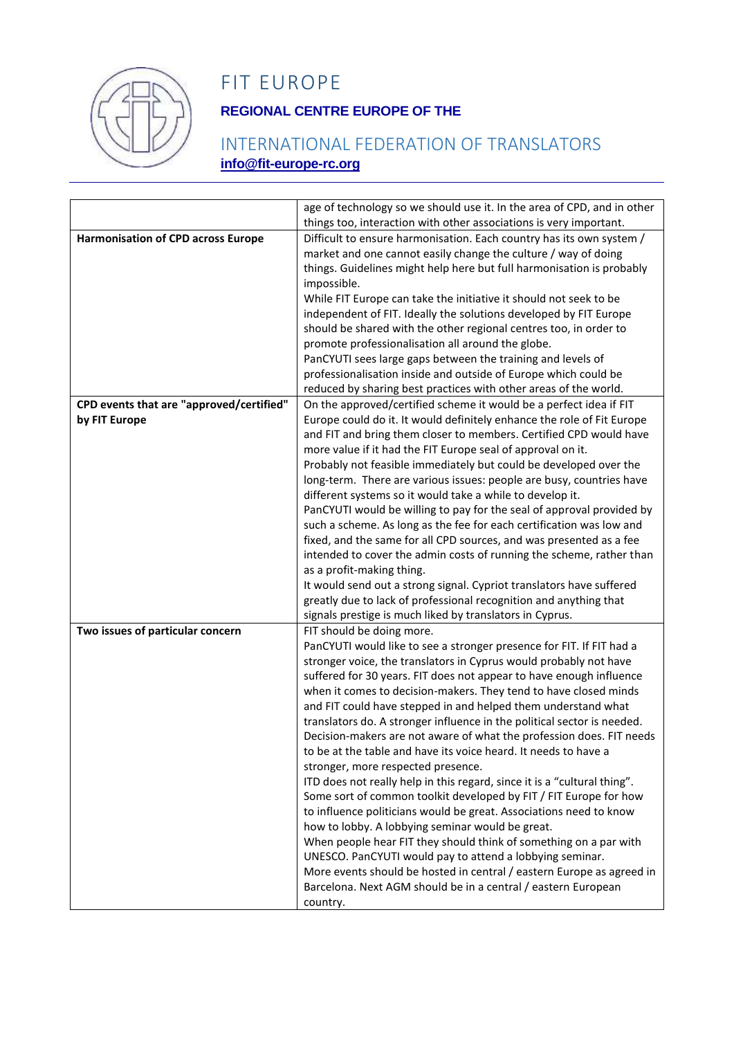# FIT EUROPE

**REGIONAL CENTRE EUROPE OF THE**

INTERNATIONAL FEDERATION OF TRANSLATORS

**info@fit-europe-rc.org**

| | |
|---|---|
| | age of technology so we should use it. In the area of CPD, and in other things too, interaction with other associations is very important. |
| **Harmonisation of CPD across Europe** | Difficult to ensure harmonisation. Each country has its own system / market and one cannot easily change the culture / way of doing things. Guidelines might help here but full harmonisation is probably impossible.<br>While FIT Europe can take the initiative it should not seek to be independent of FIT. Ideally the solutions developed by FIT Europe should be shared with the other regional centres too, in order to promote professionalisation all around the globe.<br>PanCYUTI sees large gaps between the training and levels of professionalisation inside and outside of Europe which could be reduced by sharing best practices with other areas of the world. |
| **CPD events that are "approved/certified" by FIT Europe** | On the approved/certified scheme it would be a perfect idea if FIT Europe could do it. It would definitely enhance the role of Fit Europe and FIT and bring them closer to members. Certified CPD would have more value if it had the FIT Europe seal of approval on it.<br>Probably not feasible immediately but could be developed over the long-term. There are various issues: people are busy, countries have different systems so it would take a while to develop it.<br>PanCYUTI would be willing to pay for the seal of approval provided by such a scheme. As long as the fee for each certification was low and fixed, and the same for all CPD sources, and was presented as a fee intended to cover the admin costs of running the scheme, rather than as a profit-making thing.<br>It would send out a strong signal. Cypriot translators have suffered greatly due to lack of professional recognition and anything that signals prestige is much liked by translators in Cyprus. |
| **Two issues of particular concern** | FIT should be doing more.<br>PanCYUTI would like to see a stronger presence for FIT. If FIT had a stronger voice, the translators in Cyprus would probably not have suffered for 30 years. FIT does not appear to have enough influence when it comes to decision-makers. They tend to have closed minds and FIT could have stepped in and helped them understand what translators do. A stronger influence in the political sector is needed. Decision-makers are not aware of what the profession does. FIT needs to be at the table and have its voice heard. It needs to have a stronger, more respected presence.<br>ITD does not really help in this regard, since it is a "cultural thing". Some sort of common toolkit developed by FIT / FIT Europe for how to influence politicians would be great. Associations need to know how to lobby. A lobbying seminar would be great.<br>When people hear FIT they should think of something on a par with UNESCO. PanCYUTI would pay to attend a lobbying seminar.<br>More events should be hosted in central / eastern Europe as agreed in Barcelona. Next AGM should be in a central / eastern European country. |